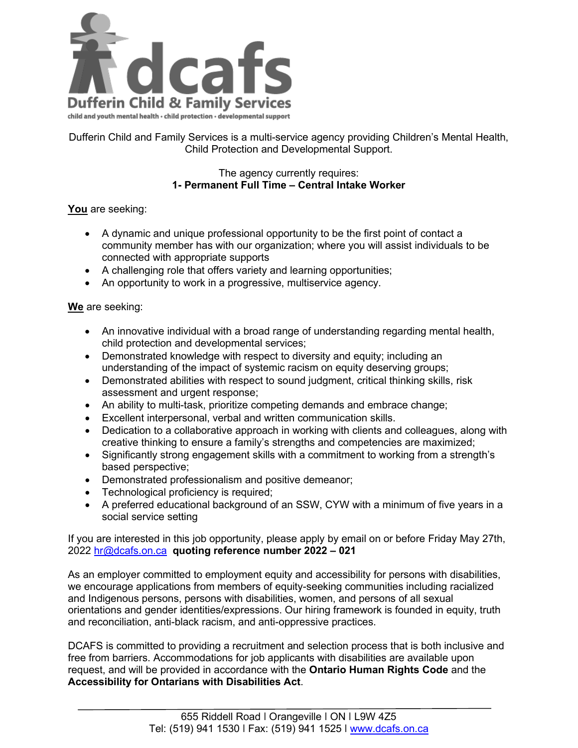**dcafs**

**Dufferin Child & Family Services**

child and youth mental health • child protection • developmental support

Dufferin Child and Family Services is a multi-service agency providing Children's Mental Health, Child Protection and Developmental Support.

The agency currently requires:
**1- Permanent Full Time – Central Intake Worker**

**You** are seeking:

- A dynamic and unique professional opportunity to be the first point of contact a community member has with our organization; where you will assist individuals to be connected with appropriate supports
- A challenging role that offers variety and learning opportunities;
- An opportunity to work in a progressive, multiservice agency.

**We** are seeking:

- An innovative individual with a broad range of understanding regarding mental health, child protection and developmental services;
- Demonstrated knowledge with respect to diversity and equity; including an understanding of the impact of systemic racism on equity deserving groups;
- Demonstrated abilities with respect to sound judgment, critical thinking skills, risk assessment and urgent response;
- An ability to multi-task, prioritize competing demands and embrace change;
- Excellent interpersonal, verbal and written communication skills.
- Dedication to a collaborative approach in working with clients and colleagues, along with creative thinking to ensure a family's strengths and competencies are maximized;
- Significantly strong engagement skills with a commitment to working from a strength's based perspective;
- Demonstrated professionalism and positive demeanor;
- Technological proficiency is required;
- A preferred educational background of an SSW, CYW with a minimum of five years in a social service setting

If you are interested in this job opportunity, please apply by email on or before Friday May 27th, 2022 hr@dcafs.on.ca **quoting reference number 2022 – 021**

As an employer committed to employment equity and accessibility for persons with disabilities, we encourage applications from members of equity-seeking communities including racialized and Indigenous persons, persons with disabilities, women, and persons of all sexual orientations and gender identities/expressions. Our hiring framework is founded in equity, truth and reconciliation, anti-black racism, and anti-oppressive practices.

DCAFS is committed to providing a recruitment and selection process that is both inclusive and free from barriers. Accommodations for job applicants with disabilities are available upon request, and will be provided in accordance with the **Ontario Human Rights Code** and the **Accessibility for Ontarians with Disabilities Act**.

655 Riddell Road I Orangeville I ON I L9W 4Z5
Tel: (519) 941 1530 I Fax: (519) 941 1525 I www.dcafs.on.ca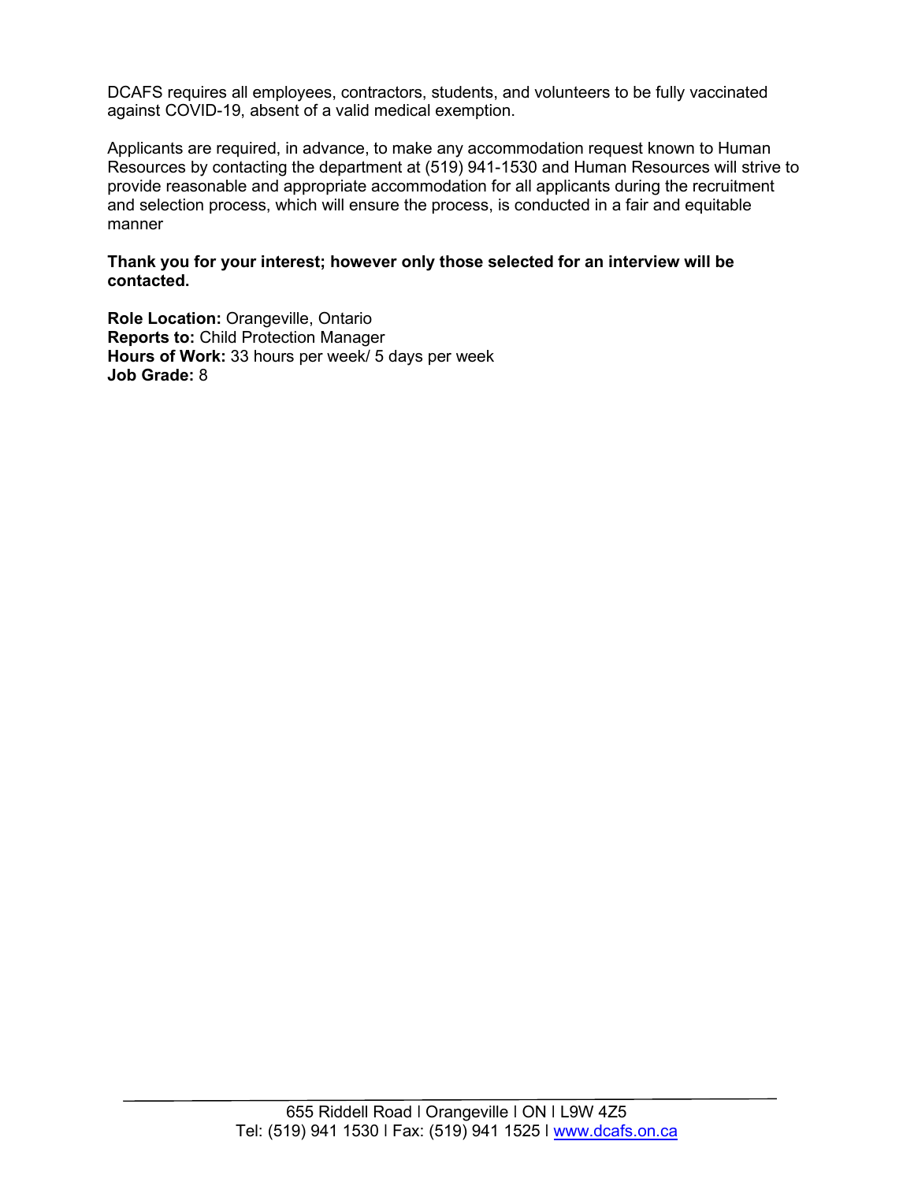DCAFS requires all employees, contractors, students, and volunteers to be fully vaccinated against COVID-19, absent of a valid medical exemption.

Applicants are required, in advance, to make any accommodation request known to Human Resources by contacting the department at (519) 941-1530 and Human Resources will strive to provide reasonable and appropriate accommodation for all applicants during the recruitment and selection process, which will ensure the process, is conducted in a fair and equitable manner

**Thank you for your interest; however only those selected for an interview will be contacted.**

**Role Location:** Orangeville, Ontario
**Reports to:** Child Protection Manager
**Hours of Work:** 33 hours per week/ 5 days per week
**Job Grade:** 8